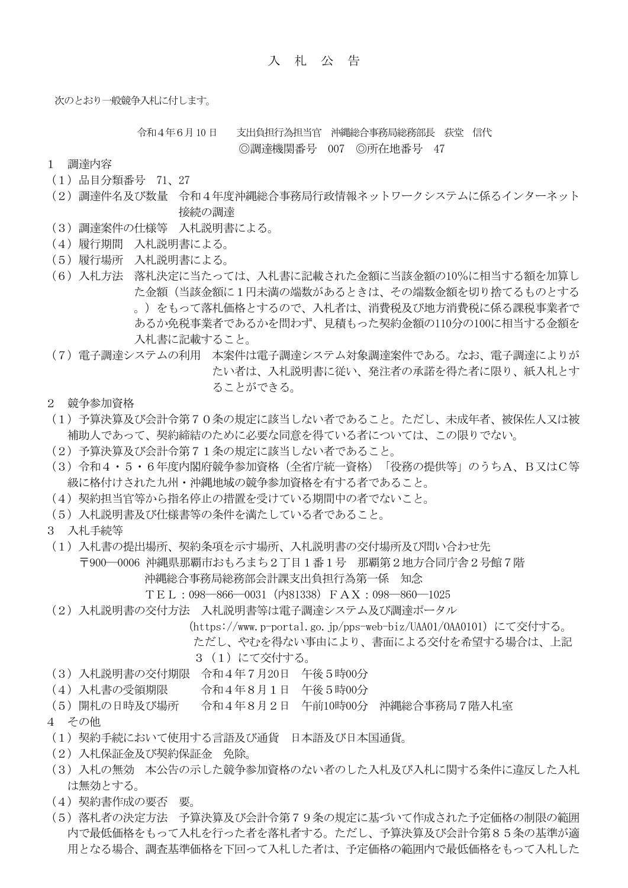# 入　札　公　告

次のとおり一般競争入札に付します。

令和４年６月10日　　支出負担行為担当官　沖縄総合事務局総務部長　荻堂　信代
◎調達機関番号　007　◎所在地番号　47

1　調達内容

（1）品目分類番号　71、27

（2）調達件名及び数量　令和４年度沖縄総合事務局行政情報ネットワークシステムに係るインターネット接続の調達

（3）調達案件の仕様等　入札説明書による。

（4）履行期間　入札説明書による。

（5）履行場所　入札説明書による。

（6）入札方法　落札決定に当たっては、入札書に記載された金額に当該金額の10%に相当する額を加算した金額（当該金額に１円未満の端数があるときは、その端数金額を切り捨てるものとする。）をもって落札価格とするので、入札者は、消費税及び地方消費税に係る課税事業者であるか免税事業者であるかを問わず、見積もった契約金額の110分の100に相当する金額を入札書に記載すること。

（7）電子調達システムの利用　本案件は電子調達システム対象調達案件である。なお、電子調達によりがたい者は、入札説明書に従い、発注者の承諾を得た者に限り、紙入札とすることができる。

2　競争参加資格

（1）予算決算及び会計令第７０条の規定に該当しない者であること。ただし、未成年者、被保佐人又は被補助人であって、契約締結のために必要な同意を得ている者については、この限りでない。

（2）予算決算及び会計令第７１条の規定に該当しない者であること。

（3）令和４・５・６年度内閣府競争参加資格（全省庁統一資格）「役務の提供等」のうちA、B又はC等級に格付けされた九州・沖縄地域の競争参加資格を有する者であること。

（4）契約担当官等から指名停止の措置を受けている期間中の者でないこと。

（5）入札説明書及び仕様書等の条件を満たしている者であること。

3　入札手続等

（1）入札書の提出場所、契約条項を示す場所、入札説明書の交付場所及び問い合わせ先
　〒900―0006 沖縄県那覇市おもろまち２丁目１番１号　那覇第２地方合同庁舎２号館７階
　沖縄総合事務局総務部会計課支出負担行為第一係　知念
　TEL：098―866―0031（内81338）FAX：098―860―1025

（2）入札説明書の交付方法　入札説明書等は電子調達システム及び調達ポータル（https://www.p-portal.go.jp/pps-web-biz/UAA01/OAA0101）にて交付する。ただし、やむを得ない事由により、書面による交付を希望する場合は、上記３（1）にて交付する。

（3）入札説明書の交付期限　令和４年７月20日　午後５時00分

（4）入札書の受領期限　令和４年８月１日　午後５時00分

（5）開札の日時及び場所　令和４年８月２日　午前10時00分　沖縄総合事務局７階入札室

4　その他

（1）契約手続において使用する言語及び通貨　日本語及び日本国通貨。

（2）入札保証金及び契約保証金　免除。

（3）入札の無効　本公告の示した競争参加資格のない者のした入札及び入札に関する条件に違反した入札は無効とする。

（4）契約書作成の要否　要。

（5）落札者の決定方法　予算決算及び会計令第７９条の規定に基づいて作成された予定価格の制限の範囲内で最低価格をもって入札を行った者を落札者とする。ただし、予算決算及び会計令第８５条の基準が適用となる場合、調査基準価格を下回って入札した者は、予定価格の範囲内で最低価格をもって入札した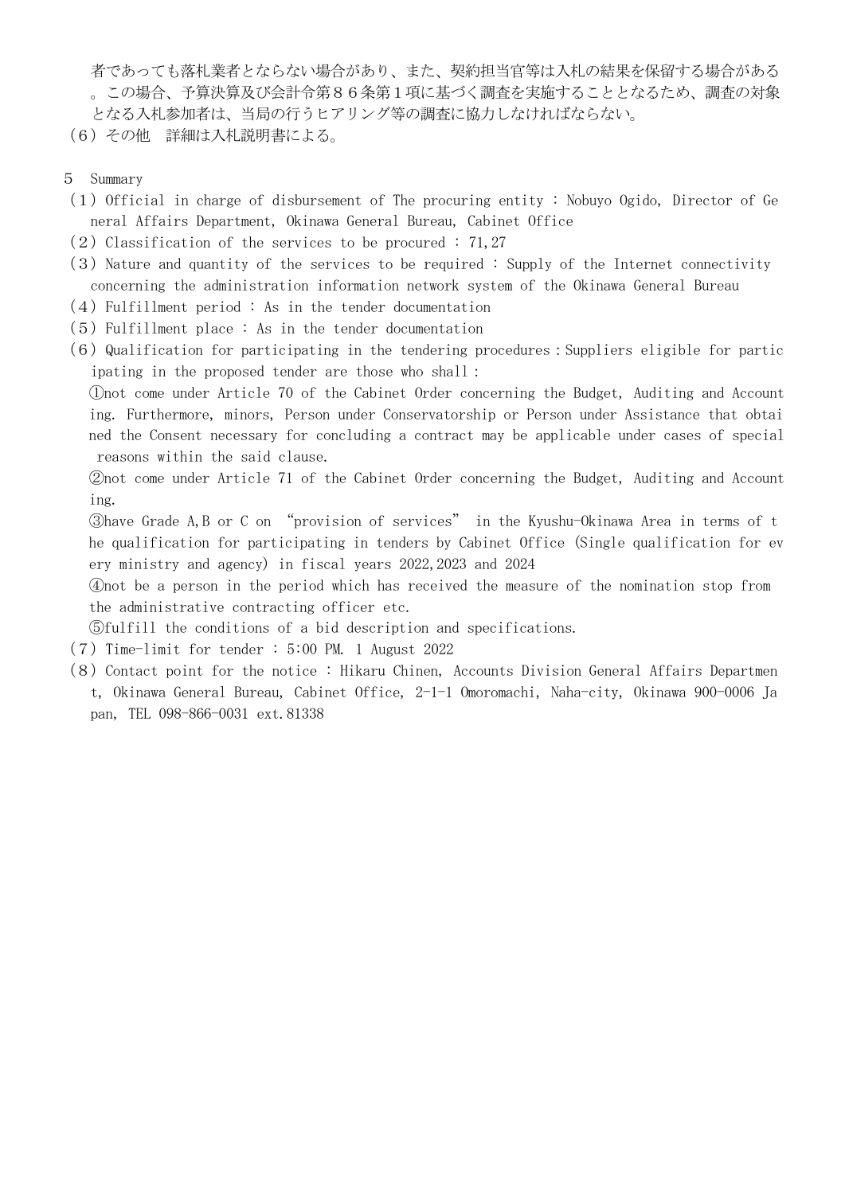者であっても落札業者とならない場合があり、また、契約担当官等は入札の結果を保留する場合がある。この場合、予算決算及び会計令第８６条第１項に基づく調査を実施することとなるため、調査の対象となる入札参加者は、当局の行うヒアリング等の調査に協力しなければならない。

（6）その他　詳細は入札説明書による。

5　Summary

（1）Official in charge of disbursement of The procuring entity : Nobuyo Ogido, Director of General Affairs Department, Okinawa General Bureau, Cabinet Office

（2）Classification of the services to be procured : 71,27

（3）Nature and quantity of the services to be required : Supply of the Internet connectivity concerning the administration information network system of the Okinawa General Bureau

（4）Fulfillment period : As in the tender documentation

（5）Fulfillment place : As in the tender documentation

（6）Qualification for participating in the tendering procedures：Suppliers eligible for participating in the proposed tender are those who shall：

①not come under Article 70 of the Cabinet Order concerning the Budget, Auditing and Accounting. Furthermore, minors, Person under Conservatorship or Person under Assistance that obtained the Consent necessary for concluding a contract may be applicable under cases of special reasons within the said clause.

②not come under Article 71 of the Cabinet Order concerning the Budget, Auditing and Accounting.

③have Grade A,B or C on "provision of services" in the Kyushu-Okinawa Area in terms of the qualification for participating in tenders by Cabinet Office (Single qualification for every ministry and agency) in fiscal years 2022,2023 and 2024

④not be a person in the period which has received the measure of the nomination stop from the administrative contracting officer etc.

⑤fulfill the conditions of a bid description and specifications.

（7）Time-limit for tender : 5:00 PM. 1 August 2022

（8）Contact point for the notice : Hikaru Chinen, Accounts Division General Affairs Department, Okinawa General Bureau, Cabinet Office, 2-1-1 Omoromachi, Naha-city, Okinawa 900-0006 Japan, TEL 098-866-0031 ext.81338